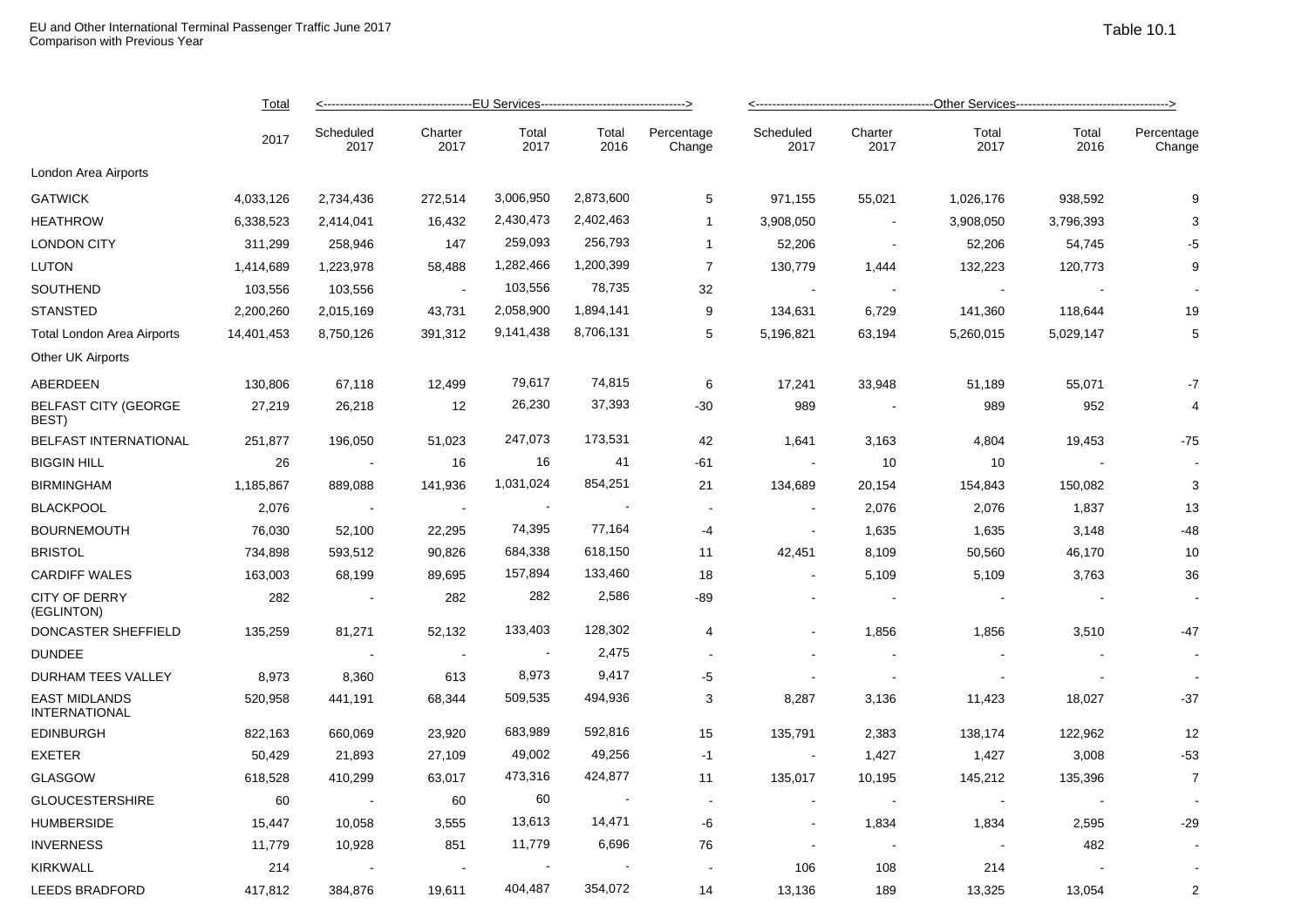EU and Other International Terminal Passenger Traffic June 2017
Comparison with Previous Year

Table 10.1

| | Total | <---EU Services---> | | | | | <---Other Services---> | | | | |
|---|---|---|---|---|---|---|---|---|---|---|---|
| | 2017 | Scheduled 2017 | Charter 2017 | Total 2017 | Total 2016 | Percentage Change | Scheduled 2017 | Charter 2017 | Total 2017 | Total 2016 | Percentage Change |
| London Area Airports | | | | | | | | | | | |
| GATWICK | 4,033,126 | 2,734,436 | 272,514 | 3,006,950 | 2,873,600 | 5 | 971,155 | 55,021 | 1,026,176 | 938,592 | 9 |
| HEATHROW | 6,338,523 | 2,414,041 | 16,432 | 2,430,473 | 2,402,463 | 1 | 3,908,050 | - | 3,908,050 | 3,796,393 | 3 |
| LONDON CITY | 311,299 | 258,946 | 147 | 259,093 | 256,793 | 1 | 52,206 | - | 52,206 | 54,745 | -5 |
| LUTON | 1,414,689 | 1,223,978 | 58,488 | 1,282,466 | 1,200,399 | 7 | 130,779 | 1,444 | 132,223 | 120,773 | 9 |
| SOUTHEND | 103,556 | 103,556 | - | 103,556 | 78,735 | 32 | - | - | - | - | - |
| STANSTED | 2,200,260 | 2,015,169 | 43,731 | 2,058,900 | 1,894,141 | 9 | 134,631 | 6,729 | 141,360 | 118,644 | 19 |
| Total London Area Airports | 14,401,453 | 8,750,126 | 391,312 | 9,141,438 | 8,706,131 | 5 | 5,196,821 | 63,194 | 5,260,015 | 5,029,147 | 5 |
| Other UK Airports | | | | | | | | | | | |
| ABERDEEN | 130,806 | 67,118 | 12,499 | 79,617 | 74,815 | 6 | 17,241 | 33,948 | 51,189 | 55,071 | -7 |
| BELFAST CITY (GEORGE BEST) | 27,219 | 26,218 | 12 | 26,230 | 37,393 | -30 | 989 | - | 989 | 952 | 4 |
| BELFAST INTERNATIONAL | 251,877 | 196,050 | 51,023 | 247,073 | 173,531 | 42 | 1,641 | 3,163 | 4,804 | 19,453 | -75 |
| BIGGIN HILL | 26 | - | 16 | 16 | 41 | -61 | - | 10 | 10 | - | - |
| BIRMINGHAM | 1,185,867 | 889,088 | 141,936 | 1,031,024 | 854,251 | 21 | 134,689 | 20,154 | 154,843 | 150,082 | 3 |
| BLACKPOOL | 2,076 | - | - | - | - | - | - | 2,076 | 2,076 | 1,837 | 13 |
| BOURNEMOUTH | 76,030 | 52,100 | 22,295 | 74,395 | 77,164 | -4 | - | 1,635 | 1,635 | 3,148 | -48 |
| BRISTOL | 734,898 | 593,512 | 90,826 | 684,338 | 618,150 | 11 | 42,451 | 8,109 | 50,560 | 46,170 | 10 |
| CARDIFF WALES | 163,003 | 68,199 | 89,695 | 157,894 | 133,460 | 18 | - | 5,109 | 5,109 | 3,763 | 36 |
| CITY OF DERRY (EGLINTON) | 282 | - | 282 | 282 | 2,586 | -89 | - | - | - | - | - |
| DONCASTER SHEFFIELD | 135,259 | 81,271 | 52,132 | 133,403 | 128,302 | 4 | - | 1,856 | 1,856 | 3,510 | -47 |
| DUNDEE | | - | - | - | 2,475 | - | - | - | - | - | - |
| DURHAM TEES VALLEY | 8,973 | 8,360 | 613 | 8,973 | 9,417 | -5 | - | - | - | - | - |
| EAST MIDLANDS INTERNATIONAL | 520,958 | 441,191 | 68,344 | 509,535 | 494,936 | 3 | 8,287 | 3,136 | 11,423 | 18,027 | -37 |
| EDINBURGH | 822,163 | 660,069 | 23,920 | 683,989 | 592,816 | 15 | 135,791 | 2,383 | 138,174 | 122,962 | 12 |
| EXETER | 50,429 | 21,893 | 27,109 | 49,002 | 49,256 | -1 | - | 1,427 | 1,427 | 3,008 | -53 |
| GLASGOW | 618,528 | 410,299 | 63,017 | 473,316 | 424,877 | 11 | 135,017 | 10,195 | 145,212 | 135,396 | 7 |
| GLOUCESTERSHIRE | 60 | - | 60 | 60 | - | - | - | - | - | - | - |
| HUMBERSIDE | 15,447 | 10,058 | 3,555 | 13,613 | 14,471 | -6 | - | 1,834 | 1,834 | 2,595 | -29 |
| INVERNESS | 11,779 | 10,928 | 851 | 11,779 | 6,696 | 76 | - | - | - | 482 | - |
| KIRKWALL | 214 | - | - | - | - | - | 106 | 108 | 214 | - | - |
| LEEDS BRADFORD | 417,812 | 384,876 | 19,611 | 404,487 | 354,072 | 14 | 13,136 | 189 | 13,325 | 13,054 | 2 |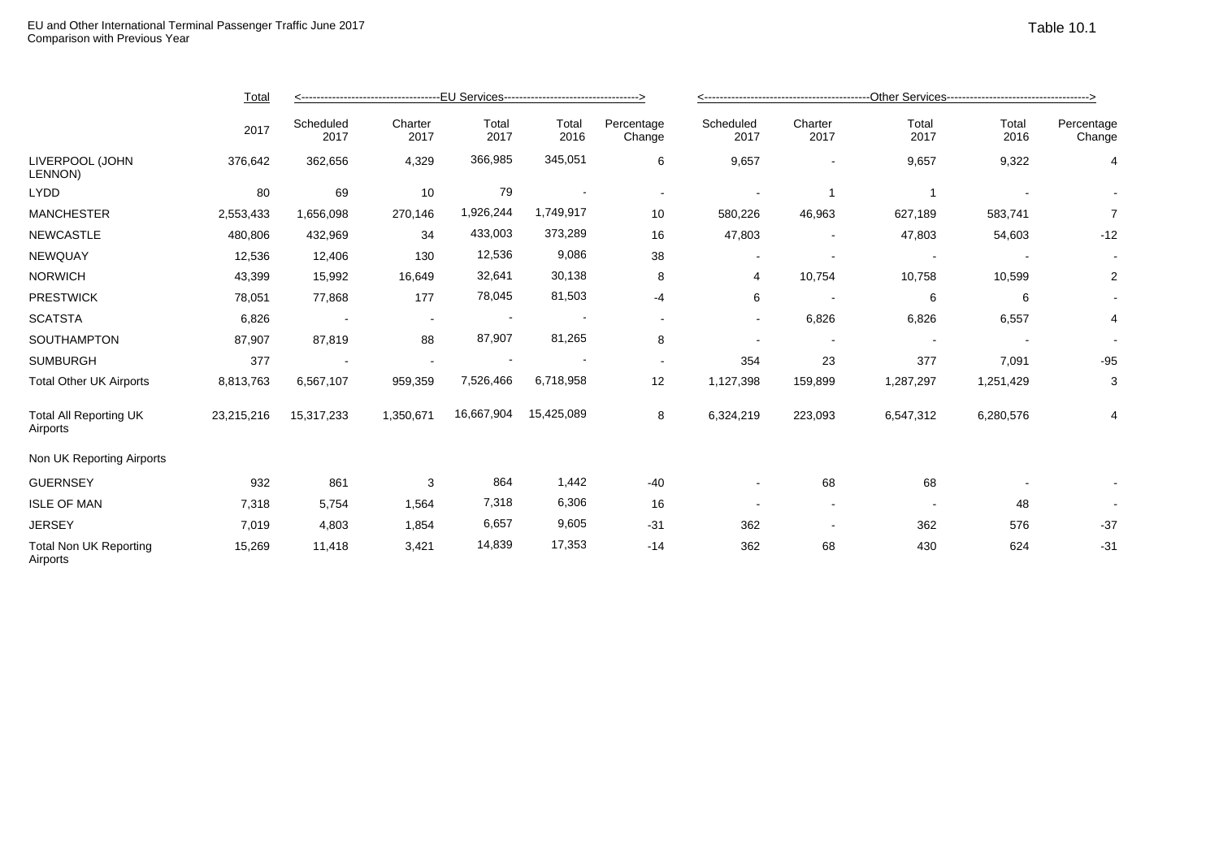EU and Other International Terminal Passenger Traffic June 2017
Comparison with Previous Year

Table 10.1

| | Total | <------EU Services------> | | | | | <------Other Services------> | | | | |
|---|---|---|---|---|---|---|---|---|---|---|---|
| | 2017 | Scheduled 2017 | Charter 2017 | Total 2017 | Total 2016 | Percentage Change | Scheduled 2017 | Charter 2017 | Total 2017 | Total 2016 | Percentage Change |
| LIVERPOOL (JOHN LENNON) | 376,642 | 362,656 | 4,329 | 366,985 | 345,051 | 6 | 9,657 | - | 9,657 | 9,322 | 4 |
| LYDD | 80 | 69 | 10 | 79 | - | - | - | 1 | 1 | - | - |
| MANCHESTER | 2,553,433 | 1,656,098 | 270,146 | 1,926,244 | 1,749,917 | 10 | 580,226 | 46,963 | 627,189 | 583,741 | 7 |
| NEWCASTLE | 480,806 | 432,969 | 34 | 433,003 | 373,289 | 16 | 47,803 | - | 47,803 | 54,603 | -12 |
| NEWQUAY | 12,536 | 12,406 | 130 | 12,536 | 9,086 | 38 | - | - | - | - | - |
| NORWICH | 43,399 | 15,992 | 16,649 | 32,641 | 30,138 | 8 | 4 | 10,754 | 10,758 | 10,599 | 2 |
| PRESTWICK | 78,051 | 77,868 | 177 | 78,045 | 81,503 | -4 | 6 | - | 6 | 6 | - |
| SCATSTA | 6,826 | - | - | - | - | - | - | 6,826 | 6,826 | 6,557 | 4 |
| SOUTHAMPTON | 87,907 | 87,819 | 88 | 87,907 | 81,265 | 8 | - | - | - | - | - |
| SUMBURGH | 377 | - | - | - | - | - | 354 | 23 | 377 | 7,091 | -95 |
| Total Other UK Airports | 8,813,763 | 6,567,107 | 959,359 | 7,526,466 | 6,718,958 | 12 | 1,127,398 | 159,899 | 1,287,297 | 1,251,429 | 3 |
| Total All Reporting UK Airports | 23,215,216 | 15,317,233 | 1,350,671 | 16,667,904 | 15,425,089 | 8 | 6,324,219 | 223,093 | 6,547,312 | 6,280,576 | 4 |
| Non UK Reporting Airports | | | | | | | | | | | |
| GUERNSEY | 932 | 861 | 3 | 864 | 1,442 | -40 | - | 68 | 68 | - | - |
| ISLE OF MAN | 7,318 | 5,754 | 1,564 | 7,318 | 6,306 | 16 | - | - | - | 48 | - |
| JERSEY | 7,019 | 4,803 | 1,854 | 6,657 | 9,605 | -31 | 362 | - | 362 | 576 | -37 |
| Total Non UK Reporting Airports | 15,269 | 11,418 | 3,421 | 14,839 | 17,353 | -14 | 362 | 68 | 430 | 624 | -31 |